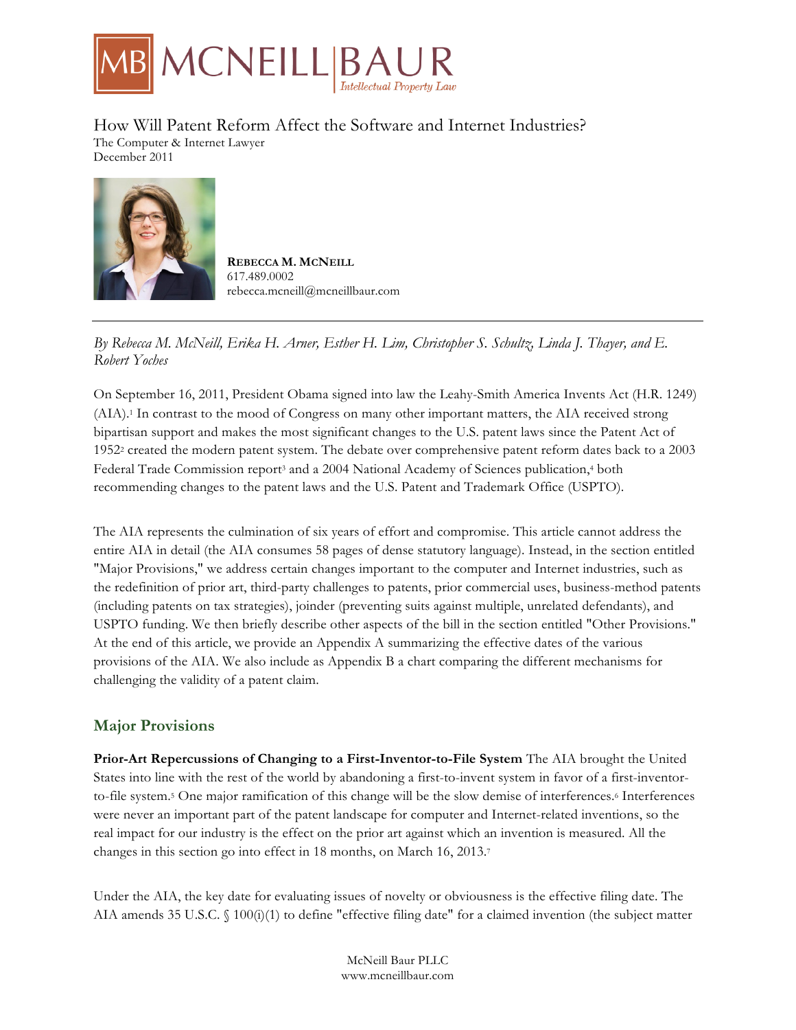# How Will Patent Reform Affect the Software and Internet Industries?

The Computer & Internet Lawyer
December 2011

**REBECCA M. MCNEILL**
617.489.0002
rebecca.mcneill@mcneillbaur.com

---

*By Rebecca M. McNeill, Erika H. Arner, Esther H. Lim, Christopher S. Schultz, Linda J. Thayer, and E. Robert Yoches*

On September 16, 2011, President Obama signed into law the Leahy-Smith America Invents Act (H.R. 1249) (AIA).[1] In contrast to the mood of Congress on many other important matters, the AIA received strong bipartisan support and makes the most significant changes to the U.S. patent laws since the Patent Act of 1952[2] created the modern patent system. The debate over comprehensive patent reform dates back to a 2003 Federal Trade Commission report[3] and a 2004 National Academy of Sciences publication,[4] both recommending changes to the patent laws and the U.S. Patent and Trademark Office (USPTO).

The AIA represents the culmination of six years of effort and compromise. This article cannot address the entire AIA in detail (the AIA consumes 58 pages of dense statutory language). Instead, in the section entitled "Major Provisions," we address certain changes important to the computer and Internet industries, such as the redefinition of prior art, third-party challenges to patents, prior commercial uses, business-method patents (including patents on tax strategies), joinder (preventing suits against multiple, unrelated defendants), and USPTO funding. We then briefly describe other aspects of the bill in the section entitled "Other Provisions." At the end of this article, we provide an Appendix A summarizing the effective dates of the various provisions of the AIA. We also include as Appendix B a chart comparing the different mechanisms for challenging the validity of a patent claim.

## Major Provisions

**Prior-Art Repercussions of Changing to a First-Inventor-to-File System** The AIA brought the United States into line with the rest of the world by abandoning a first-to-invent system in favor of a first-inventor-to-file system.[5] One major ramification of this change will be the slow demise of interferences.[6] Interferences were never an important part of the patent landscape for computer and Internet-related inventions, so the real impact for our industry is the effect on the prior art against which an invention is measured. All the changes in this section go into effect in 18 months, on March 16, 2013.[7]

Under the AIA, the key date for evaluating issues of novelty or obviousness is the effective filing date. The AIA amends 35 U.S.C. § 100(i)(1) to define "effective filing date" for a claimed invention (the subject matter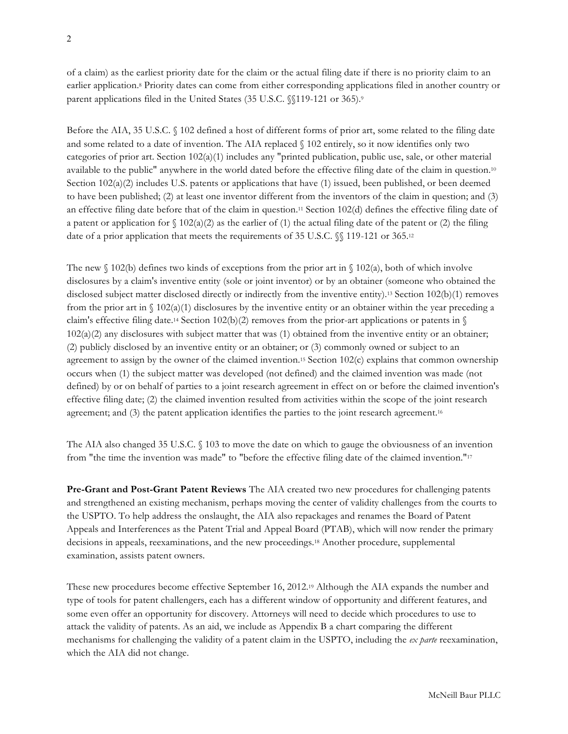of a claim) as the earliest priority date for the claim or the actual filing date if there is no priority claim to an earlier application.[8] Priority dates can come from either corresponding applications filed in another country or parent applications filed in the United States (35 U.S.C. §§119-121 or 365).[9]

Before the AIA, 35 U.S.C. § 102 defined a host of different forms of prior art, some related to the filing date and some related to a date of invention. The AIA replaced § 102 entirely, so it now identifies only two categories of prior art. Section 102(a)(1) includes any "printed publication, public use, sale, or other material available to the public" anywhere in the world dated before the effective filing date of the claim in question.[10] Section 102(a)(2) includes U.S. patents or applications that have (1) issued, been published, or been deemed to have been published; (2) at least one inventor different from the inventors of the claim in question; and (3) an effective filing date before that of the claim in question.[11] Section 102(d) defines the effective filing date of a patent or application for § 102(a)(2) as the earlier of (1) the actual filing date of the patent or (2) the filing date of a prior application that meets the requirements of 35 U.S.C. §§ 119-121 or 365.[12]

The new § 102(b) defines two kinds of exceptions from the prior art in § 102(a), both of which involve disclosures by a claim's inventive entity (sole or joint inventor) or by an obtainer (someone who obtained the disclosed subject matter disclosed directly or indirectly from the inventive entity).[13] Section 102(b)(1) removes from the prior art in § 102(a)(1) disclosures by the inventive entity or an obtainer within the year preceding a claim's effective filing date.[14] Section 102(b)(2) removes from the prior-art applications or patents in § 102(a)(2) any disclosures with subject matter that was (1) obtained from the inventive entity or an obtainer; (2) publicly disclosed by an inventive entity or an obtainer; or (3) commonly owned or subject to an agreement to assign by the owner of the claimed invention.[15] Section 102(c) explains that common ownership occurs when (1) the subject matter was developed (not defined) and the claimed invention was made (not defined) by or on behalf of parties to a joint research agreement in effect on or before the claimed invention's effective filing date; (2) the claimed invention resulted from activities within the scope of the joint research agreement; and (3) the patent application identifies the parties to the joint research agreement.[16]

The AIA also changed 35 U.S.C. § 103 to move the date on which to gauge the obviousness of an invention from "the time the invention was made" to "before the effective filing date of the claimed invention."[17]

**Pre-Grant and Post-Grant Patent Reviews** The AIA created two new procedures for challenging patents and strengthened an existing mechanism, perhaps moving the center of validity challenges from the courts to the USPTO. To help address the onslaught, the AIA also repackages and renames the Board of Patent Appeals and Interferences as the Patent Trial and Appeal Board (PTAB), which will now render the primary decisions in appeals, reexaminations, and the new proceedings.[18] Another procedure, supplemental examination, assists patent owners.

These new procedures become effective September 16, 2012.[19] Although the AIA expands the number and type of tools for patent challengers, each has a different window of opportunity and different features, and some even offer an opportunity for discovery. Attorneys will need to decide which procedures to use to attack the validity of patents. As an aid, we include as Appendix B a chart comparing the different mechanisms for challenging the validity of a patent claim in the USPTO, including the *ex parte* reexamination, which the AIA did not change.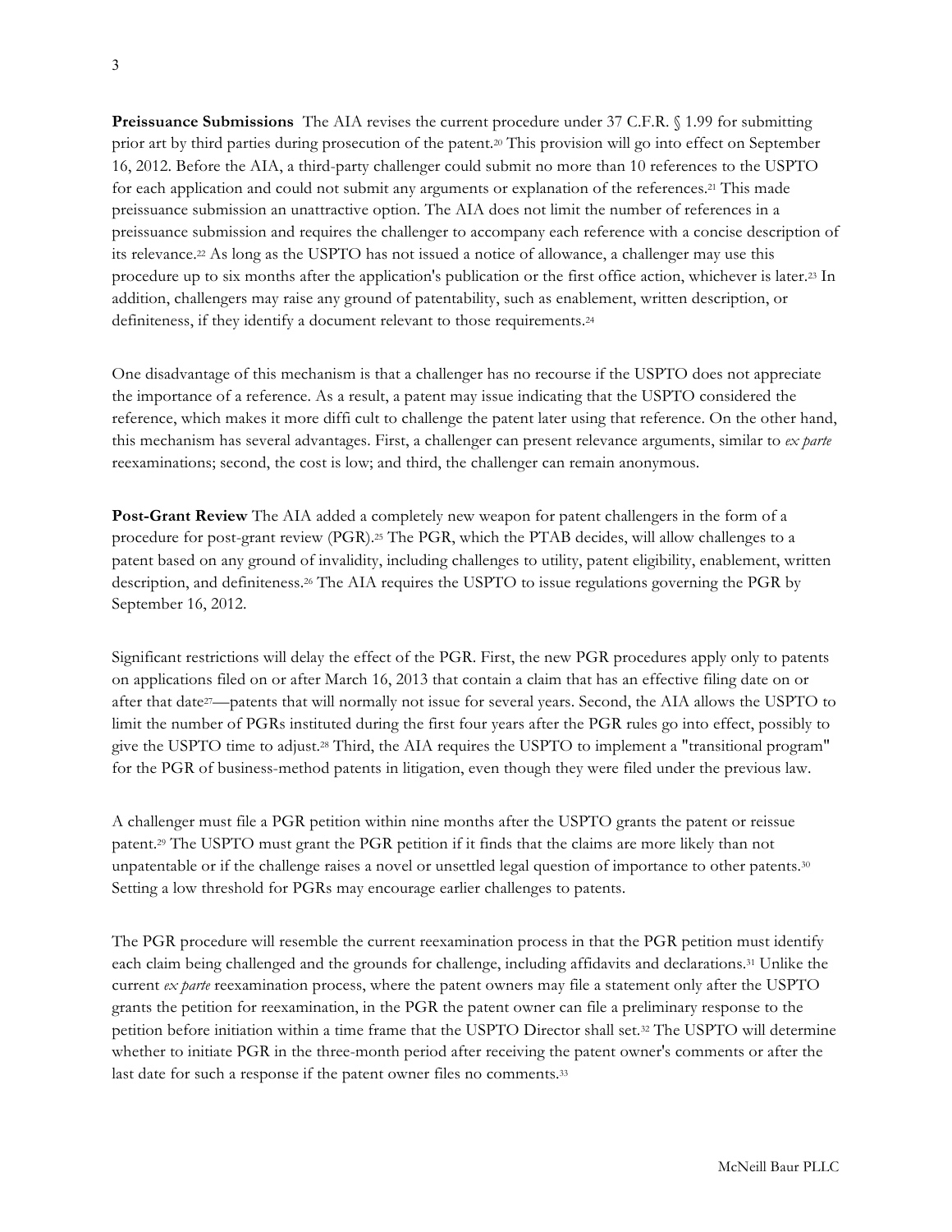**Preissuance Submissions** The AIA revises the current procedure under 37 C.F.R. § 1.99 for submitting prior art by third parties during prosecution of the patent.[20] This provision will go into effect on September 16, 2012. Before the AIA, a third-party challenger could submit no more than 10 references to the USPTO for each application and could not submit any arguments or explanation of the references.[21] This made preissuance submission an unattractive option. The AIA does not limit the number of references in a preissuance submission and requires the challenger to accompany each reference with a concise description of its relevance.[22] As long as the USPTO has not issued a notice of allowance, a challenger may use this procedure up to six months after the application's publication or the first office action, whichever is later.[23] In addition, challengers may raise any ground of patentability, such as enablement, written description, or definiteness, if they identify a document relevant to those requirements.[24]

One disadvantage of this mechanism is that a challenger has no recourse if the USPTO does not appreciate the importance of a reference. As a result, a patent may issue indicating that the USPTO considered the reference, which makes it more diffi cult to challenge the patent later using that reference. On the other hand, this mechanism has several advantages. First, a challenger can present relevance arguments, similar to *ex parte* reexaminations; second, the cost is low; and third, the challenger can remain anonymous.

**Post-Grant Review** The AIA added a completely new weapon for patent challengers in the form of a procedure for post-grant review (PGR).[25] The PGR, which the PTAB decides, will allow challenges to a patent based on any ground of invalidity, including challenges to utility, patent eligibility, enablement, written description, and definiteness.[26] The AIA requires the USPTO to issue regulations governing the PGR by September 16, 2012.

Significant restrictions will delay the effect of the PGR. First, the new PGR procedures apply only to patents on applications filed on or after March 16, 2013 that contain a claim that has an effective filing date on or after that date[27]—patents that will normally not issue for several years. Second, the AIA allows the USPTO to limit the number of PGRs instituted during the first four years after the PGR rules go into effect, possibly to give the USPTO time to adjust.[28] Third, the AIA requires the USPTO to implement a "transitional program" for the PGR of business-method patents in litigation, even though they were filed under the previous law.

A challenger must file a PGR petition within nine months after the USPTO grants the patent or reissue patent.[29] The USPTO must grant the PGR petition if it finds that the claims are more likely than not unpatentable or if the challenge raises a novel or unsettled legal question of importance to other patents.[30] Setting a low threshold for PGRs may encourage earlier challenges to patents.

The PGR procedure will resemble the current reexamination process in that the PGR petition must identify each claim being challenged and the grounds for challenge, including affidavits and declarations.[31] Unlike the current *ex parte* reexamination process, where the patent owners may file a statement only after the USPTO grants the petition for reexamination, in the PGR the patent owner can file a preliminary response to the petition before initiation within a time frame that the USPTO Director shall set.[32] The USPTO will determine whether to initiate PGR in the three-month period after receiving the patent owner's comments or after the last date for such a response if the patent owner files no comments.[33]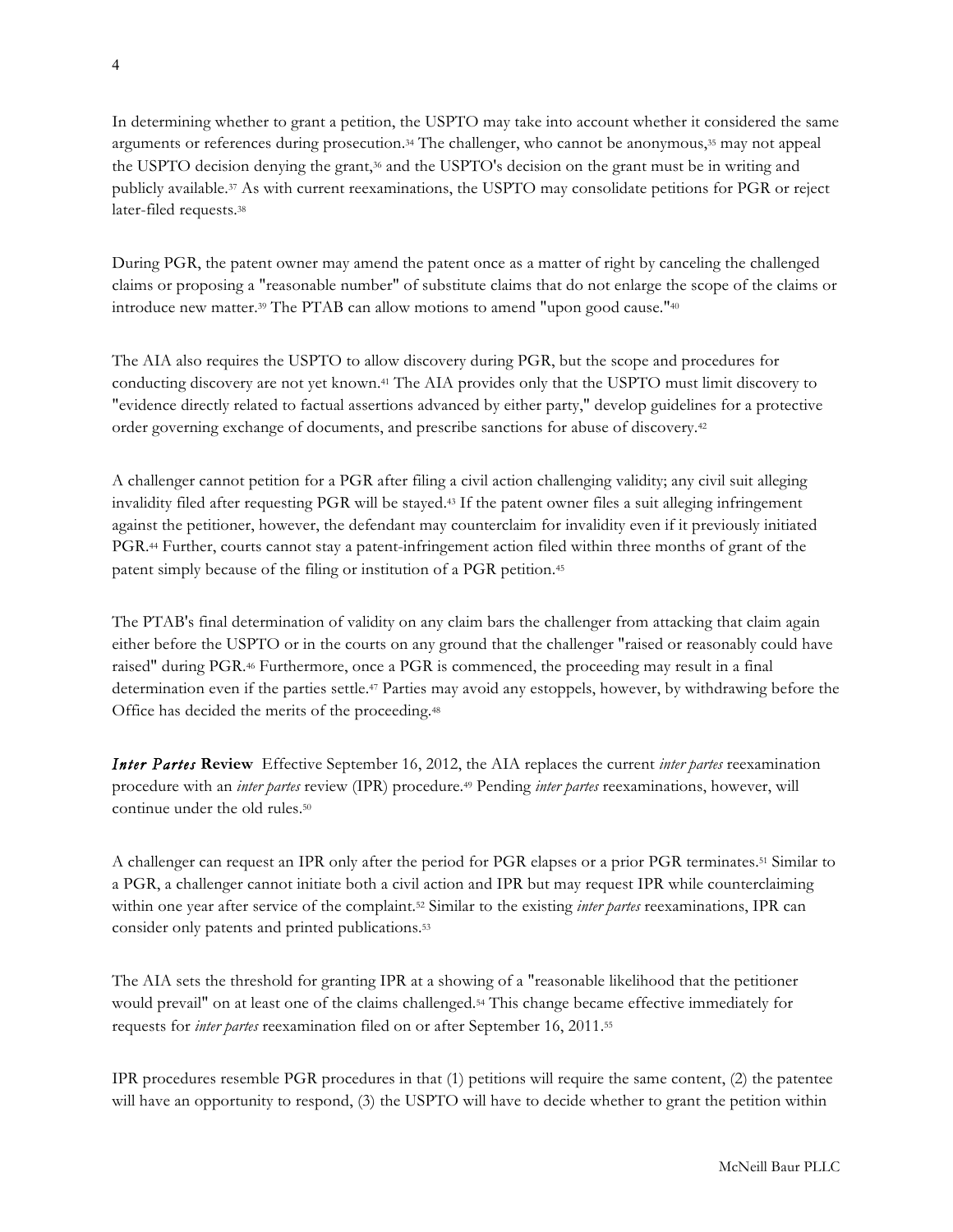In determining whether to grant a petition, the USPTO may take into account whether it considered the same arguments or references during prosecution.[34] The challenger, who cannot be anonymous,[35] may not appeal the USPTO decision denying the grant,[36] and the USPTO's decision on the grant must be in writing and publicly available.[37] As with current reexaminations, the USPTO may consolidate petitions for PGR or reject later-filed requests.[38]

During PGR, the patent owner may amend the patent once as a matter of right by canceling the challenged claims or proposing a "reasonable number" of substitute claims that do not enlarge the scope of the claims or introduce new matter.[39] The PTAB can allow motions to amend "upon good cause."[40]

The AIA also requires the USPTO to allow discovery during PGR, but the scope and procedures for conducting discovery are not yet known.[41] The AIA provides only that the USPTO must limit discovery to "evidence directly related to factual assertions advanced by either party," develop guidelines for a protective order governing exchange of documents, and prescribe sanctions for abuse of discovery.[42]

A challenger cannot petition for a PGR after filing a civil action challenging validity; any civil suit alleging invalidity filed after requesting PGR will be stayed.[43] If the patent owner files a suit alleging infringement against the petitioner, however, the defendant may counterclaim for invalidity even if it previously initiated PGR.[44] Further, courts cannot stay a patent-infringement action filed within three months of grant of the patent simply because of the filing or institution of a PGR petition.[45]

The PTAB's final determination of validity on any claim bars the challenger from attacking that claim again either before the USPTO or in the courts on any ground that the challenger "raised or reasonably could have raised" during PGR.[46] Furthermore, once a PGR is commenced, the proceeding may result in a final determination even if the parties settle.[47] Parties may avoid any estoppels, however, by withdrawing before the Office has decided the merits of the proceeding.[48]

***Inter Partes* Review** Effective September 16, 2012, the AIA replaces the current *inter partes* reexamination procedure with an *inter partes* review (IPR) procedure.[49] Pending *inter partes* reexaminations, however, will continue under the old rules.[50]

A challenger can request an IPR only after the period for PGR elapses or a prior PGR terminates.[51] Similar to a PGR, a challenger cannot initiate both a civil action and IPR but may request IPR while counterclaiming within one year after service of the complaint.[52] Similar to the existing *inter partes* reexaminations, IPR can consider only patents and printed publications.[53]

The AIA sets the threshold for granting IPR at a showing of a "reasonable likelihood that the petitioner would prevail" on at least one of the claims challenged.[54] This change became effective immediately for requests for *inter partes* reexamination filed on or after September 16, 2011.[55]

IPR procedures resemble PGR procedures in that (1) petitions will require the same content, (2) the patentee will have an opportunity to respond, (3) the USPTO will have to decide whether to grant the petition within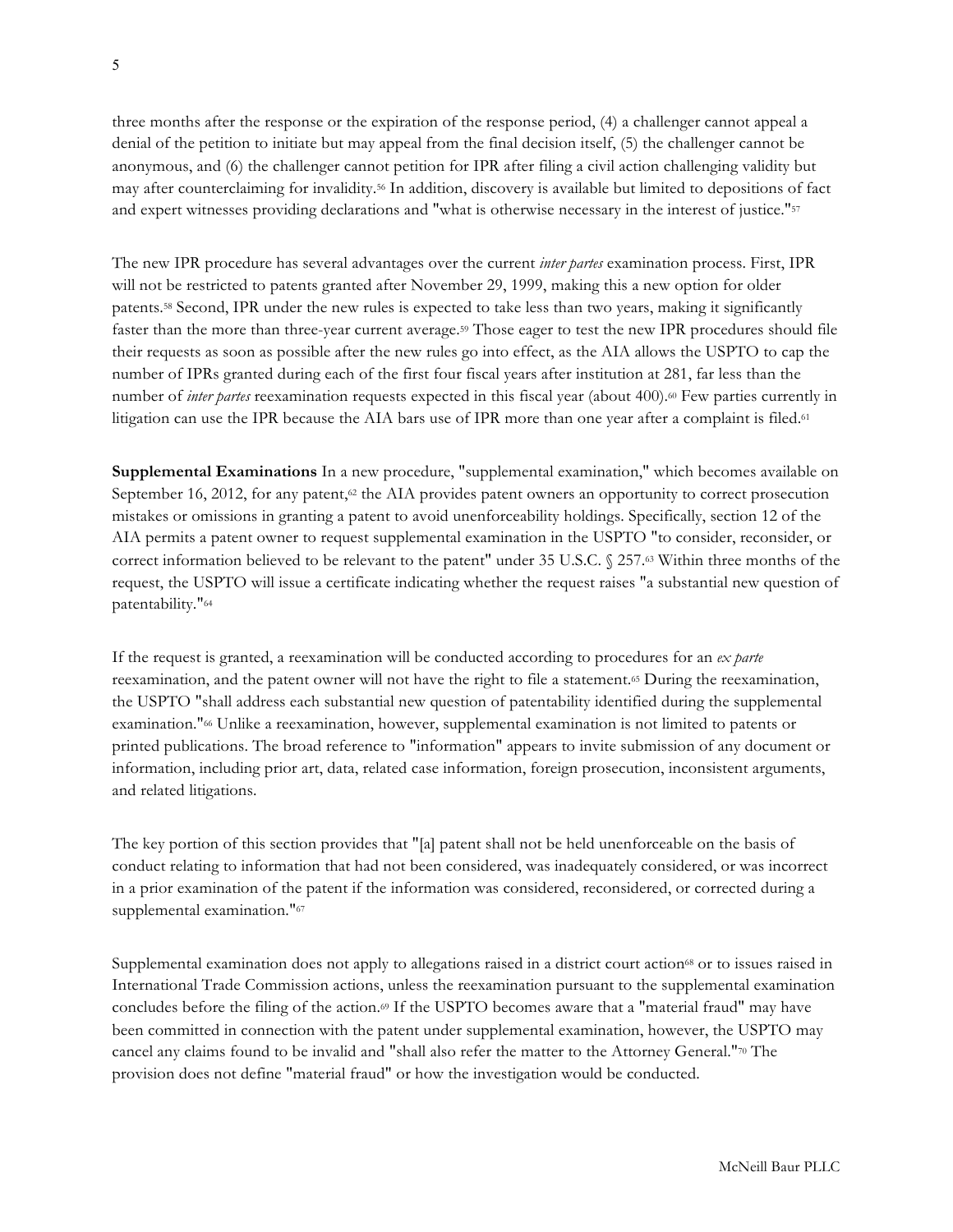three months after the response or the expiration of the response period, (4) a challenger cannot appeal a denial of the petition to initiate but may appeal from the final decision itself, (5) the challenger cannot be anonymous, and (6) the challenger cannot petition for IPR after filing a civil action challenging validity but may after counterclaiming for invalidity.[56] In addition, discovery is available but limited to depositions of fact and expert witnesses providing declarations and "what is otherwise necessary in the interest of justice."[57]

The new IPR procedure has several advantages over the current *inter partes* examination process. First, IPR will not be restricted to patents granted after November 29, 1999, making this a new option for older patents.[58] Second, IPR under the new rules is expected to take less than two years, making it significantly faster than the more than three-year current average.[59] Those eager to test the new IPR procedures should file their requests as soon as possible after the new rules go into effect, as the AIA allows the USPTO to cap the number of IPRs granted during each of the first four fiscal years after institution at 281, far less than the number of *inter partes* reexamination requests expected in this fiscal year (about 400).[60] Few parties currently in litigation can use the IPR because the AIA bars use of IPR more than one year after a complaint is filed.[61]

**Supplemental Examinations** In a new procedure, "supplemental examination," which becomes available on September 16, 2012, for any patent,[62] the AIA provides patent owners an opportunity to correct prosecution mistakes or omissions in granting a patent to avoid unenforceability holdings. Specifically, section 12 of the AIA permits a patent owner to request supplemental examination in the USPTO "to consider, reconsider, or correct information believed to be relevant to the patent" under 35 U.S.C. § 257.[63] Within three months of the request, the USPTO will issue a certificate indicating whether the request raises "a substantial new question of patentability."[64]

If the request is granted, a reexamination will be conducted according to procedures for an *ex parte* reexamination, and the patent owner will not have the right to file a statement.[65] During the reexamination, the USPTO "shall address each substantial new question of patentability identified during the supplemental examination."[66] Unlike a reexamination, however, supplemental examination is not limited to patents or printed publications. The broad reference to "information" appears to invite submission of any document or information, including prior art, data, related case information, foreign prosecution, inconsistent arguments, and related litigations.

The key portion of this section provides that "[a] patent shall not be held unenforceable on the basis of conduct relating to information that had not been considered, was inadequately considered, or was incorrect in a prior examination of the patent if the information was considered, reconsidered, or corrected during a supplemental examination."[67]

Supplemental examination does not apply to allegations raised in a district court action[68] or to issues raised in International Trade Commission actions, unless the reexamination pursuant to the supplemental examination concludes before the filing of the action.[69] If the USPTO becomes aware that a "material fraud" may have been committed in connection with the patent under supplemental examination, however, the USPTO may cancel any claims found to be invalid and "shall also refer the matter to the Attorney General."[70] The provision does not define "material fraud" or how the investigation would be conducted.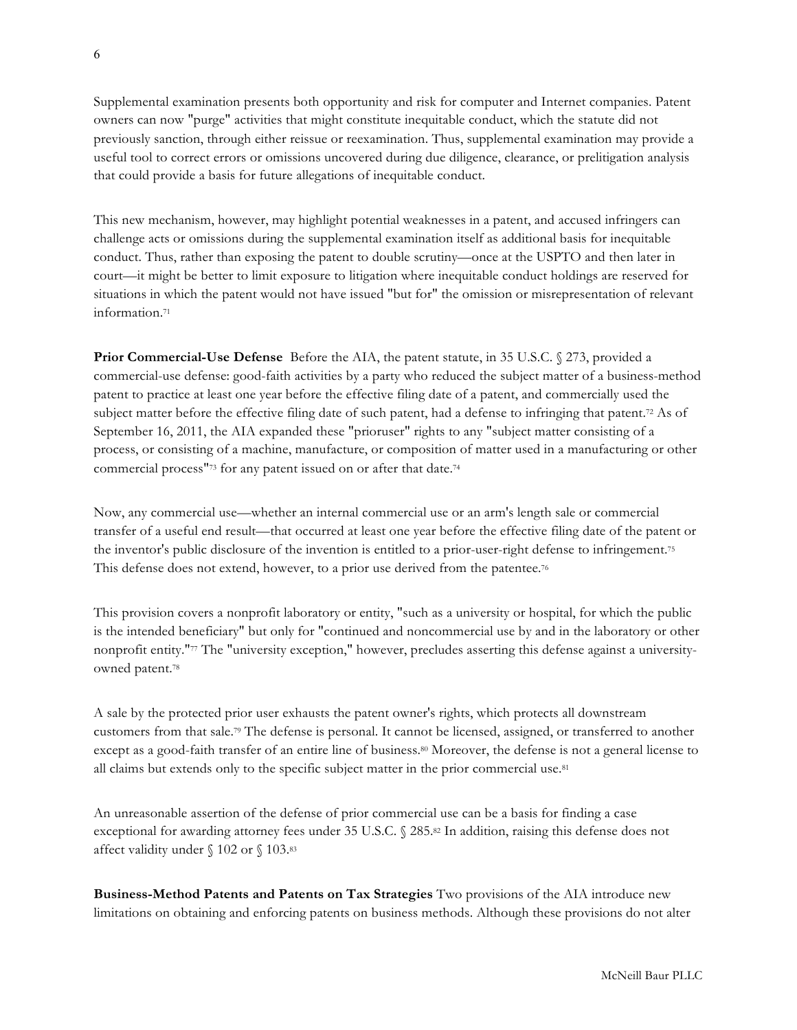Supplemental examination presents both opportunity and risk for computer and Internet companies. Patent owners can now "purge" activities that might constitute inequitable conduct, which the statute did not previously sanction, through either reissue or reexamination. Thus, supplemental examination may provide a useful tool to correct errors or omissions uncovered during due diligence, clearance, or prelitigation analysis that could provide a basis for future allegations of inequitable conduct.

This new mechanism, however, may highlight potential weaknesses in a patent, and accused infringers can challenge acts or omissions during the supplemental examination itself as additional basis for inequitable conduct. Thus, rather than exposing the patent to double scrutiny—once at the USPTO and then later in court—it might be better to limit exposure to litigation where inequitable conduct holdings are reserved for situations in which the patent would not have issued "but for" the omission or misrepresentation of relevant information.[71]

**Prior Commercial-Use Defense** Before the AIA, the patent statute, in 35 U.S.C. § 273, provided a commercial-use defense: good-faith activities by a party who reduced the subject matter of a business-method patent to practice at least one year before the effective filing date of a patent, and commercially used the subject matter before the effective filing date of such patent, had a defense to infringing that patent.[72] As of September 16, 2011, the AIA expanded these "prioruser" rights to any "subject matter consisting of a process, or consisting of a machine, manufacture, or composition of matter used in a manufacturing or other commercial process"[73] for any patent issued on or after that date.[74]

Now, any commercial use—whether an internal commercial use or an arm's length sale or commercial transfer of a useful end result—that occurred at least one year before the effective filing date of the patent or the inventor's public disclosure of the invention is entitled to a prior-user-right defense to infringement.[75] This defense does not extend, however, to a prior use derived from the patentee.[76]

This provision covers a nonprofit laboratory or entity, "such as a university or hospital, for which the public is the intended beneficiary" but only for "continued and noncommercial use by and in the laboratory or other nonprofit entity."[77] The "university exception," however, precludes asserting this defense against a university-owned patent.[78]

A sale by the protected prior user exhausts the patent owner's rights, which protects all downstream customers from that sale.[79] The defense is personal. It cannot be licensed, assigned, or transferred to another except as a good-faith transfer of an entire line of business.[80] Moreover, the defense is not a general license to all claims but extends only to the specific subject matter in the prior commercial use.[81]

An unreasonable assertion of the defense of prior commercial use can be a basis for finding a case exceptional for awarding attorney fees under 35 U.S.C. § 285.[82] In addition, raising this defense does not affect validity under § 102 or § 103.[83]

**Business-Method Patents and Patents on Tax Strategies** Two provisions of the AIA introduce new limitations on obtaining and enforcing patents on business methods. Although these provisions do not alter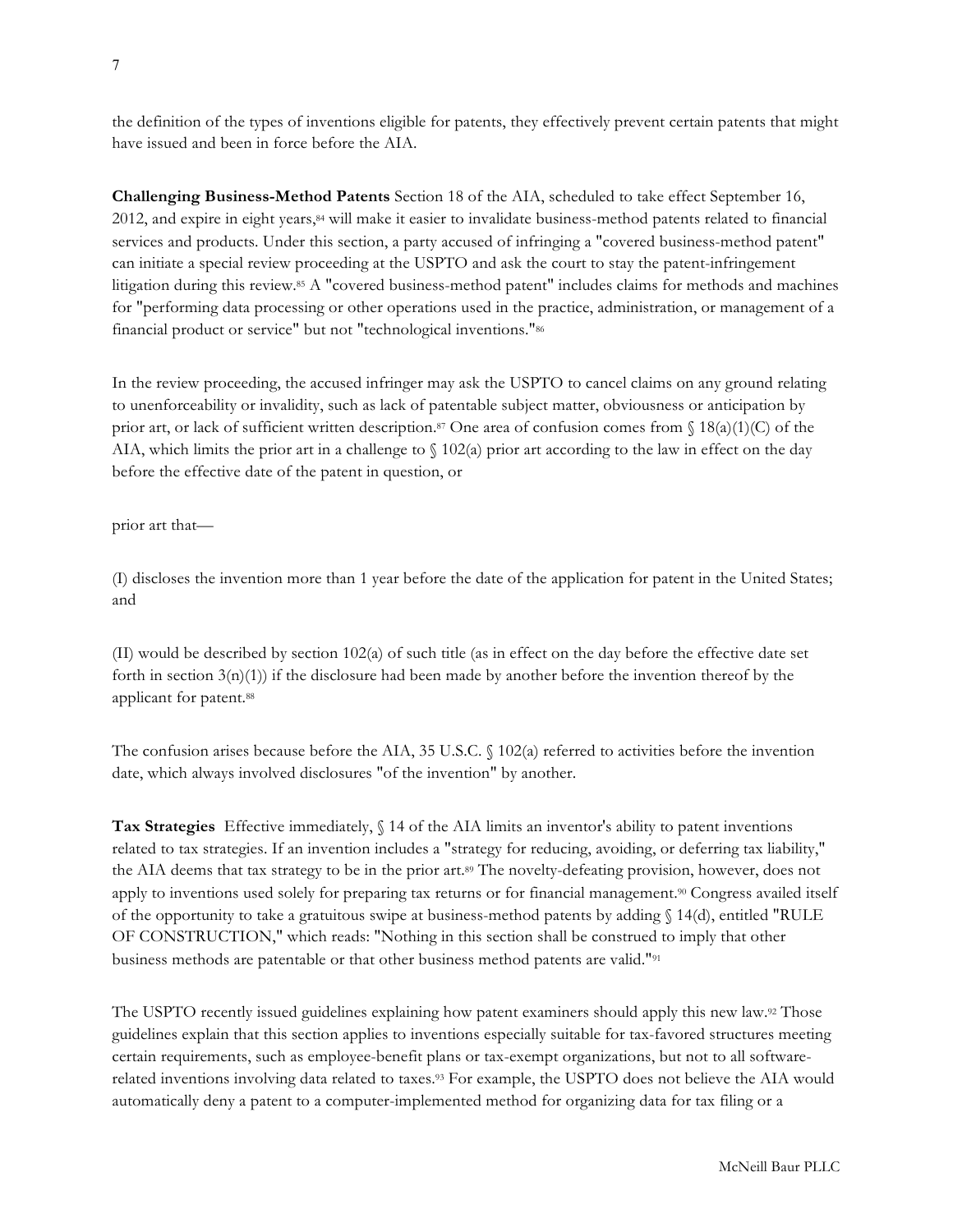the definition of the types of inventions eligible for patents, they effectively prevent certain patents that might have issued and been in force before the AIA.

**Challenging Business-Method Patents** Section 18 of the AIA, scheduled to take effect September 16, 2012, and expire in eight years,[84] will make it easier to invalidate business-method patents related to financial services and products. Under this section, a party accused of infringing a "covered business-method patent" can initiate a special review proceeding at the USPTO and ask the court to stay the patent-infringement litigation during this review.[85] A "covered business-method patent" includes claims for methods and machines for "performing data processing or other operations used in the practice, administration, or management of a financial product or service" but not "technological inventions."[86]

In the review proceeding, the accused infringer may ask the USPTO to cancel claims on any ground relating to unenforceability or invalidity, such as lack of patentable subject matter, obviousness or anticipation by prior art, or lack of sufficient written description.[87] One area of confusion comes from § 18(a)(1)(C) of the AIA, which limits the prior art in a challenge to § 102(a) prior art according to the law in effect on the day before the effective date of the patent in question, or

prior art that—

(I) discloses the invention more than 1 year before the date of the application for patent in the United States; and

(II) would be described by section 102(a) of such title (as in effect on the day before the effective date set forth in section 3(n)(1)) if the disclosure had been made by another before the invention thereof by the applicant for patent.[88]

The confusion arises because before the AIA, 35 U.S.C. § 102(a) referred to activities before the invention date, which always involved disclosures "of the invention" by another.

**Tax Strategies** Effective immediately, § 14 of the AIA limits an inventor's ability to patent inventions related to tax strategies. If an invention includes a "strategy for reducing, avoiding, or deferring tax liability," the AIA deems that tax strategy to be in the prior art.[89] The novelty-defeating provision, however, does not apply to inventions used solely for preparing tax returns or for financial management.[90] Congress availed itself of the opportunity to take a gratuitous swipe at business-method patents by adding § 14(d), entitled "RULE OF CONSTRUCTION," which reads: "Nothing in this section shall be construed to imply that other business methods are patentable or that other business method patents are valid."[91]

The USPTO recently issued guidelines explaining how patent examiners should apply this new law.[92] Those guidelines explain that this section applies to inventions especially suitable for tax-favored structures meeting certain requirements, such as employee-benefit plans or tax-exempt organizations, but not to all software-related inventions involving data related to taxes.[93] For example, the USPTO does not believe the AIA would automatically deny a patent to a computer-implemented method for organizing data for tax filing or a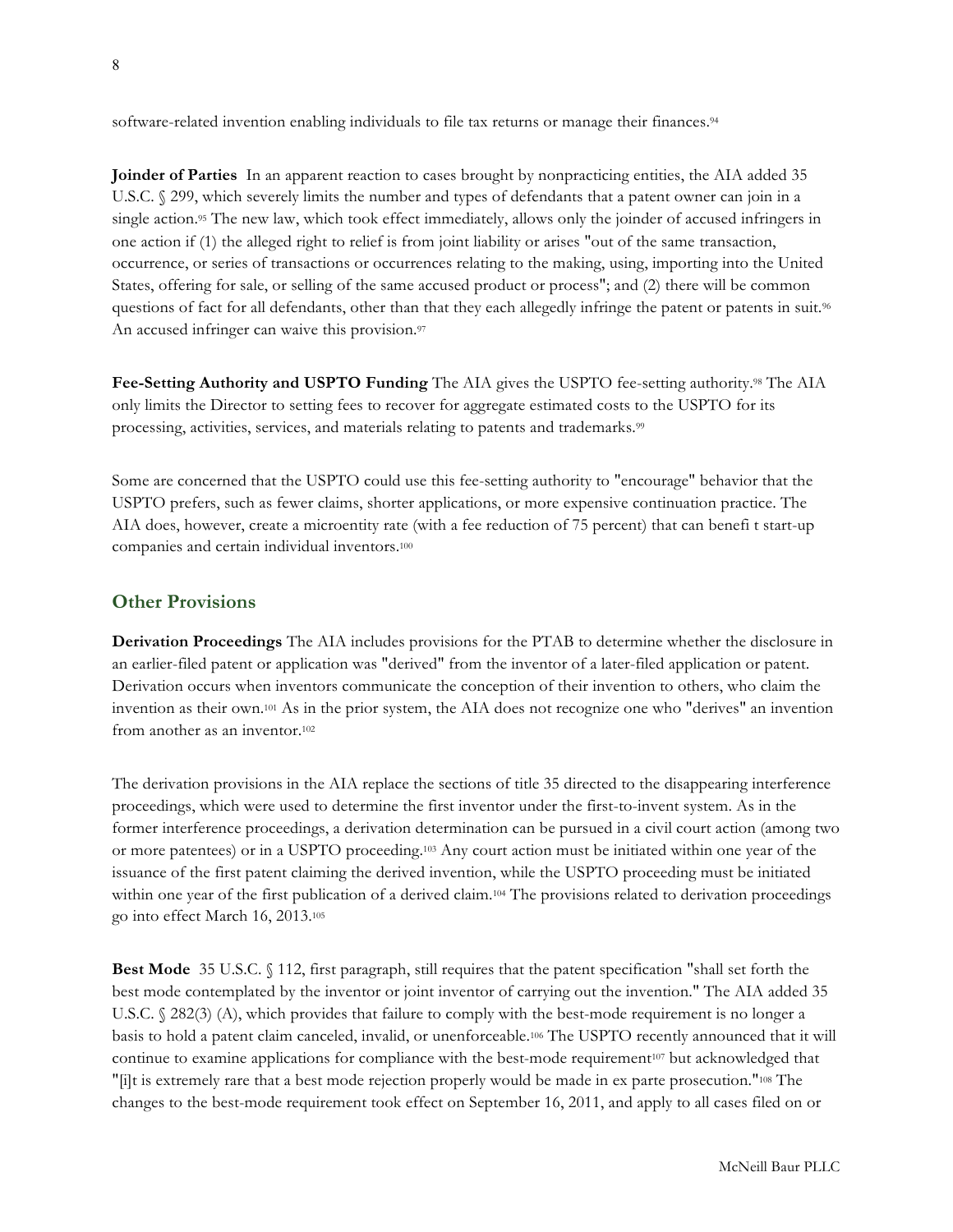software-related invention enabling individuals to file tax returns or manage their finances.[94]

**Joinder of Parties** In an apparent reaction to cases brought by nonpracticing entities, the AIA added 35 U.S.C. § 299, which severely limits the number and types of defendants that a patent owner can join in a single action.[95] The new law, which took effect immediately, allows only the joinder of accused infringers in one action if (1) the alleged right to relief is from joint liability or arises "out of the same transaction, occurrence, or series of transactions or occurrences relating to the making, using, importing into the United States, offering for sale, or selling of the same accused product or process"; and (2) there will be common questions of fact for all defendants, other than that they each allegedly infringe the patent or patents in suit.[96] An accused infringer can waive this provision.[97]

**Fee-Setting Authority and USPTO Funding** The AIA gives the USPTO fee-setting authority.[98] The AIA only limits the Director to setting fees to recover for aggregate estimated costs to the USPTO for its processing, activities, services, and materials relating to patents and trademarks.[99]

Some are concerned that the USPTO could use this fee-setting authority to "encourage" behavior that the USPTO prefers, such as fewer claims, shorter applications, or more expensive continuation practice. The AIA does, however, create a microentity rate (with a fee reduction of 75 percent) that can benefi t start-up companies and certain individual inventors.[100]

## Other Provisions

**Derivation Proceedings** The AIA includes provisions for the PTAB to determine whether the disclosure in an earlier-filed patent or application was "derived" from the inventor of a later-filed application or patent. Derivation occurs when inventors communicate the conception of their invention to others, who claim the invention as their own.[101] As in the prior system, the AIA does not recognize one who "derives" an invention from another as an inventor.[102]

The derivation provisions in the AIA replace the sections of title 35 directed to the disappearing interference proceedings, which were used to determine the first inventor under the first-to-invent system. As in the former interference proceedings, a derivation determination can be pursued in a civil court action (among two or more patentees) or in a USPTO proceeding.[103] Any court action must be initiated within one year of the issuance of the first patent claiming the derived invention, while the USPTO proceeding must be initiated within one year of the first publication of a derived claim.[104] The provisions related to derivation proceedings go into effect March 16, 2013.[105]

**Best Mode** 35 U.S.C. § 112, first paragraph, still requires that the patent specification "shall set forth the best mode contemplated by the inventor or joint inventor of carrying out the invention." The AIA added 35 U.S.C. § 282(3) (A), which provides that failure to comply with the best-mode requirement is no longer a basis to hold a patent claim canceled, invalid, or unenforceable.[106] The USPTO recently announced that it will continue to examine applications for compliance with the best-mode requirement[107] but acknowledged that "[i]t is extremely rare that a best mode rejection properly would be made in ex parte prosecution."[108] The changes to the best-mode requirement took effect on September 16, 2011, and apply to all cases filed on or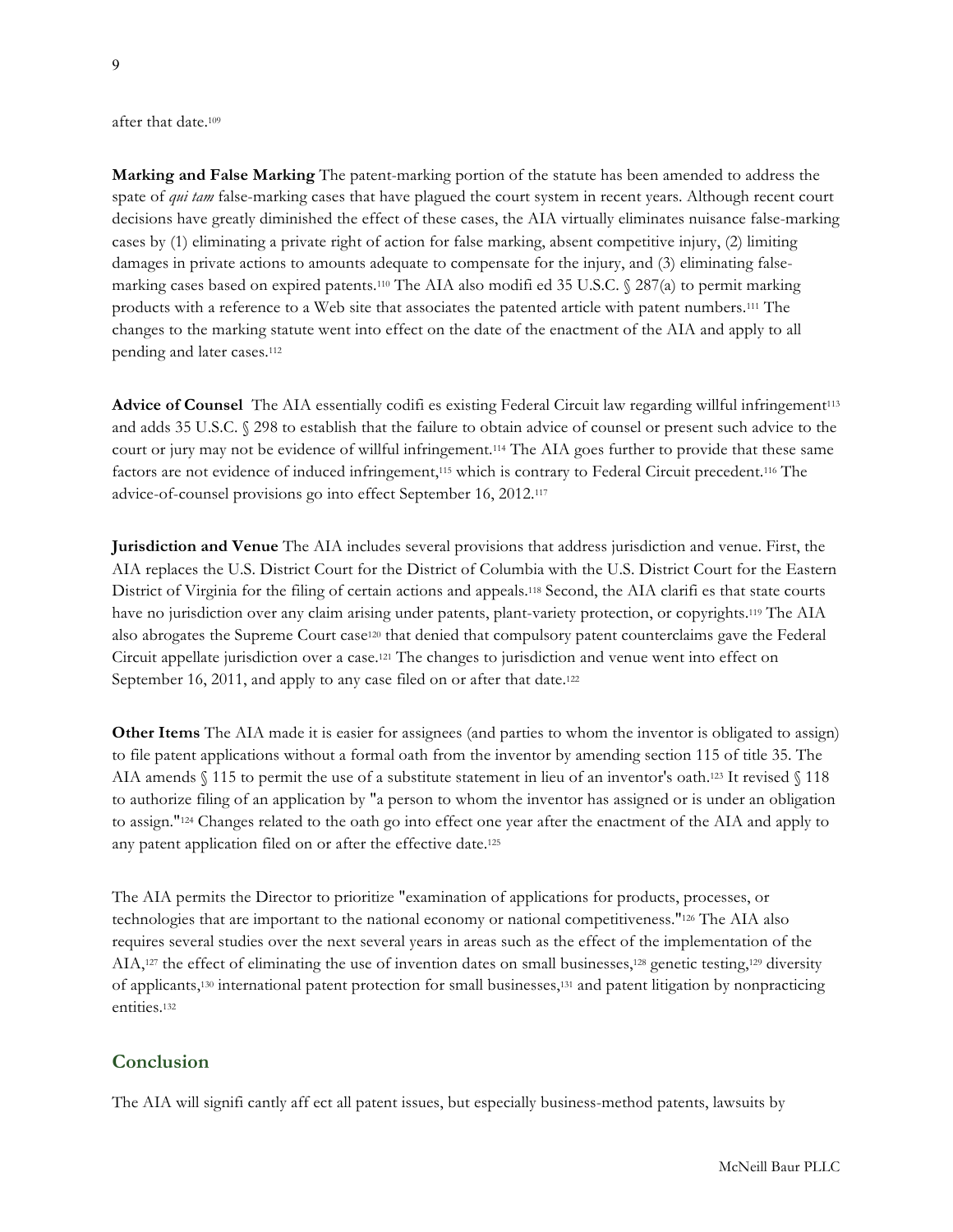after that date.[109]

**Marking and False Marking** The patent-marking portion of the statute has been amended to address the spate of *qui tam* false-marking cases that have plagued the court system in recent years. Although recent court decisions have greatly diminished the effect of these cases, the AIA virtually eliminates nuisance false-marking cases by (1) eliminating a private right of action for false marking, absent competitive injury, (2) limiting damages in private actions to amounts adequate to compensate for the injury, and (3) eliminating false-marking cases based on expired patents.[110] The AIA also modifi ed 35 U.S.C. § 287(a) to permit marking products with a reference to a Web site that associates the patented article with patent numbers.[111] The changes to the marking statute went into effect on the date of the enactment of the AIA and apply to all pending and later cases.[112]

**Advice of Counsel** The AIA essentially codifi es existing Federal Circuit law regarding willful infringement[113] and adds 35 U.S.C. § 298 to establish that the failure to obtain advice of counsel or present such advice to the court or jury may not be evidence of willful infringement.[114] The AIA goes further to provide that these same factors are not evidence of induced infringement,[115] which is contrary to Federal Circuit precedent.[116] The advice-of-counsel provisions go into effect September 16, 2012.[117]

**Jurisdiction and Venue** The AIA includes several provisions that address jurisdiction and venue. First, the AIA replaces the U.S. District Court for the District of Columbia with the U.S. District Court for the Eastern District of Virginia for the filing of certain actions and appeals.[118] Second, the AIA clarifi es that state courts have no jurisdiction over any claim arising under patents, plant-variety protection, or copyrights.[119] The AIA also abrogates the Supreme Court case[120] that denied that compulsory patent counterclaims gave the Federal Circuit appellate jurisdiction over a case.[121] The changes to jurisdiction and venue went into effect on September 16, 2011, and apply to any case filed on or after that date.[122]

**Other Items** The AIA made it is easier for assignees (and parties to whom the inventor is obligated to assign) to file patent applications without a formal oath from the inventor by amending section 115 of title 35. The AIA amends § 115 to permit the use of a substitute statement in lieu of an inventor's oath.[123] It revised § 118 to authorize filing of an application by "a person to whom the inventor has assigned or is under an obligation to assign."[124] Changes related to the oath go into effect one year after the enactment of the AIA and apply to any patent application filed on or after the effective date.[125]

The AIA permits the Director to prioritize "examination of applications for products, processes, or technologies that are important to the national economy or national competitiveness."[126] The AIA also requires several studies over the next several years in areas such as the effect of the implementation of the AIA,[127] the effect of eliminating the use of invention dates on small businesses,[128] genetic testing,[129] diversity of applicants,[130] international patent protection for small businesses,[131] and patent litigation by nonpracticing entities.[132]

## Conclusion

The AIA will signifi cantly aff ect all patent issues, but especially business-method patents, lawsuits by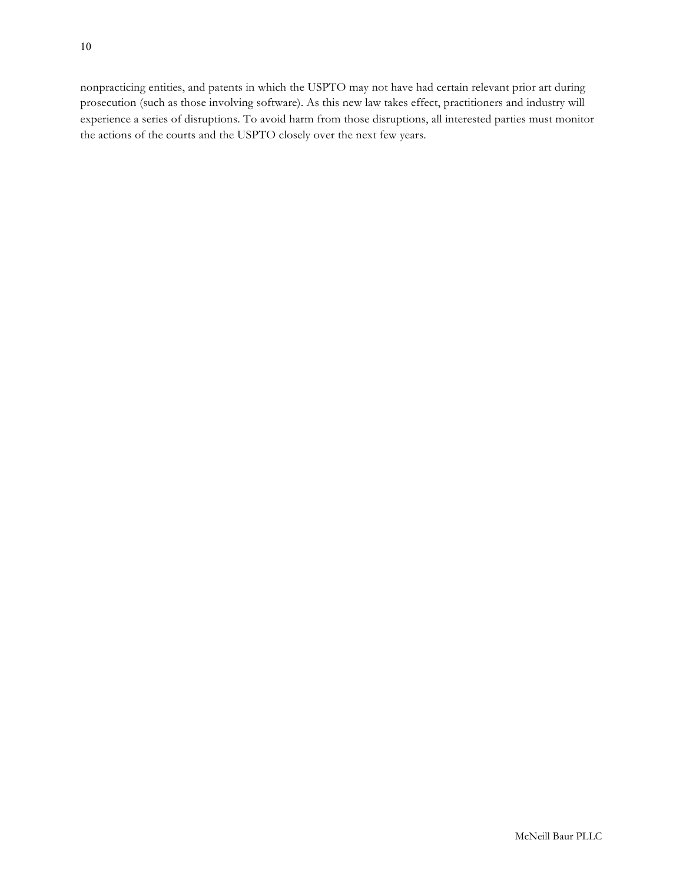nonpracticing entities, and patents in which the USPTO may not have had certain relevant prior art during prosecution (such as those involving software). As this new law takes effect, practitioners and industry will experience a series of disruptions. To avoid harm from those disruptions, all interested parties must monitor the actions of the courts and the USPTO closely over the next few years.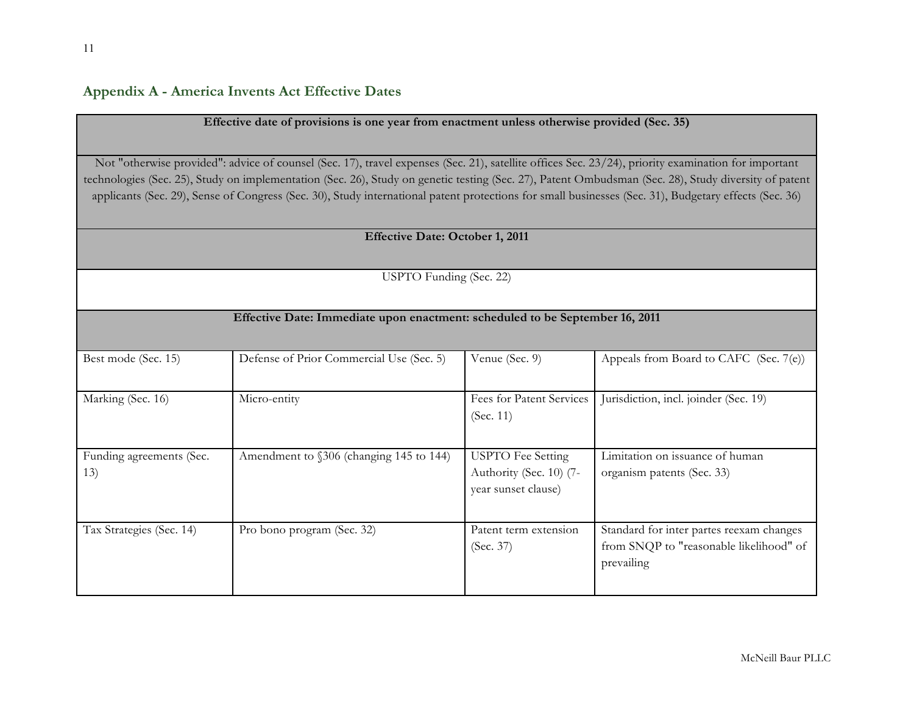## Appendix A - America Invents Act Effective Dates

| **Effective date of provisions is one year from enactment unless otherwise provided (Sec. 35)** | | | |
|---|---|---|---|
| Not "otherwise provided": advice of counsel (Sec. 17), travel expenses (Sec. 21), satellite offices Sec. 23/24), priority examination for important technologies (Sec. 25), Study on implementation (Sec. 26), Study on genetic testing (Sec. 27), Patent Ombudsman (Sec. 28), Study diversity of patent applicants (Sec. 29), Sense of Congress (Sec. 30), Study international patent protections for small businesses (Sec. 31), Budgetary effects (Sec. 36) | | | |
| **Effective Date: October 1, 2011** | | | |
| USPTO Funding (Sec. 22) | | | |
| **Effective Date: Immediate upon enactment: scheduled to be September 16, 2011** | | | |
| Best mode (Sec. 15) | Defense of Prior Commercial Use (Sec. 5) | Venue (Sec. 9) | Appeals from Board to CAFC (Sec. 7(e)) |
| Marking (Sec. 16) | Micro-entity | Fees for Patent Services (Sec. 11) | Jurisdiction, incl. joinder (Sec. 19) |
| Funding agreements (Sec. 13) | Amendment to §306 (changing 145 to 144) | USPTO Fee Setting Authority (Sec. 10) (7-year sunset clause) | Limitation on issuance of human organism patents (Sec. 33) |
| Tax Strategies (Sec. 14) | Pro bono program (Sec. 32) | Patent term extension (Sec. 37) | Standard for inter partes reexam changes from SNQP to "reasonable likelihood" of prevailing |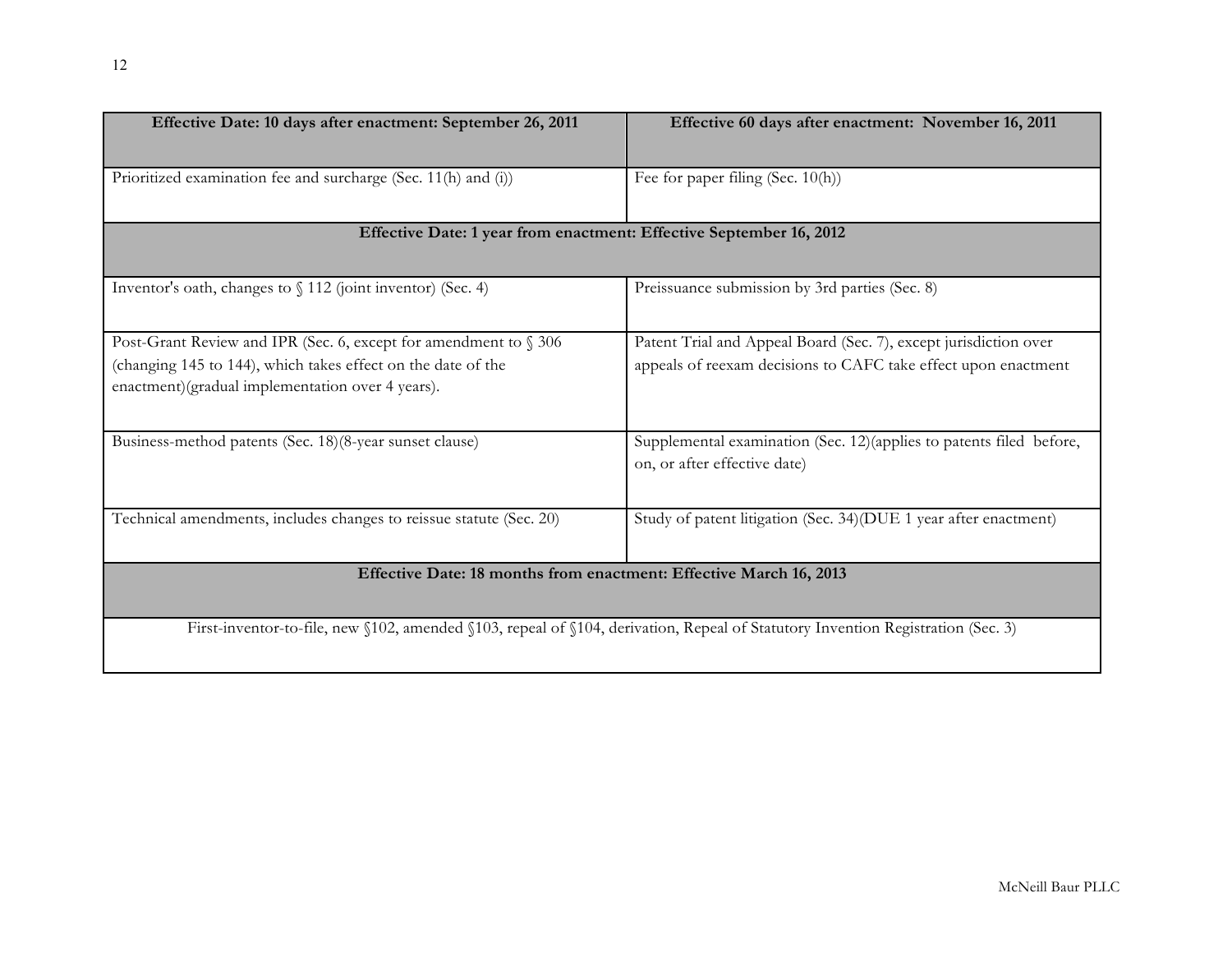| Effective Date: 10 days after enactment: September 26, 2011 | Effective 60 days after enactment: November 16, 2011 |
|---|---|
| Prioritized examination fee and surcharge (Sec. 11(h) and (i)) | Fee for paper filing (Sec. 10(h)) |
| **Effective Date: 1 year from enactment: Effective September 16, 2012** | |
| Inventor's oath, changes to § 112 (joint inventor) (Sec. 4) | Preissuance submission by 3rd parties (Sec. 8) |
| Post-Grant Review and IPR (Sec. 6, except for amendment to § 306 (changing 145 to 144), which takes effect on the date of the enactment)(gradual implementation over 4 years). | Patent Trial and Appeal Board (Sec. 7), except jurisdiction over appeals of reexam decisions to CAFC take effect upon enactment |
| Business-method patents (Sec. 18)(8-year sunset clause) | Supplemental examination (Sec. 12)(applies to patents filed before, on, or after effective date) |
| Technical amendments, includes changes to reissue statute (Sec. 20) | Study of patent litigation (Sec. 34)(DUE 1 year after enactment) |
| **Effective Date: 18 months from enactment: Effective March 16, 2013** | |
| First-inventor-to-file, new §102, amended §103, repeal of §104, derivation, Repeal of Statutory Invention Registration (Sec. 3) | |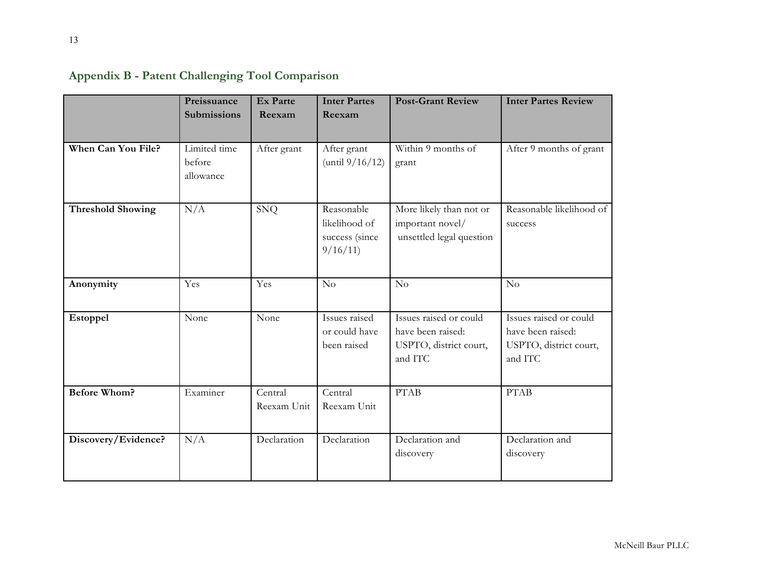## Appendix B - Patent Challenging Tool Comparison

| | Preissuance Submissions | Ex Parte Reexam | Inter Partes Reexam | Post-Grant Review | Inter Partes Review |
|---|---|---|---|---|---|
| **When Can You File?** | Limited time before allowance | After grant | After grant (until 9/16/12) | Within 9 months of grant | After 9 months of grant |
| **Threshold Showing** | N/A | SNQ | Reasonable likelihood of success (since 9/16/11) | More likely than not or important novel/ unsettled legal question | Reasonable likelihood of success |
| **Anonymity** | Yes | Yes | No | No | No |
| **Estoppel** | None | None | Issues raised or could have been raised | Issues raised or could have been raised: USPTO, district court, and ITC | Issues raised or could have been raised: USPTO, district court, and ITC |
| **Before Whom?** | Examiner | Central Reexam Unit | Central Reexam Unit | PTAB | PTAB |
| **Discovery/Evidence?** | N/A | Declaration | Declaration | Declaration and discovery | Declaration and discovery |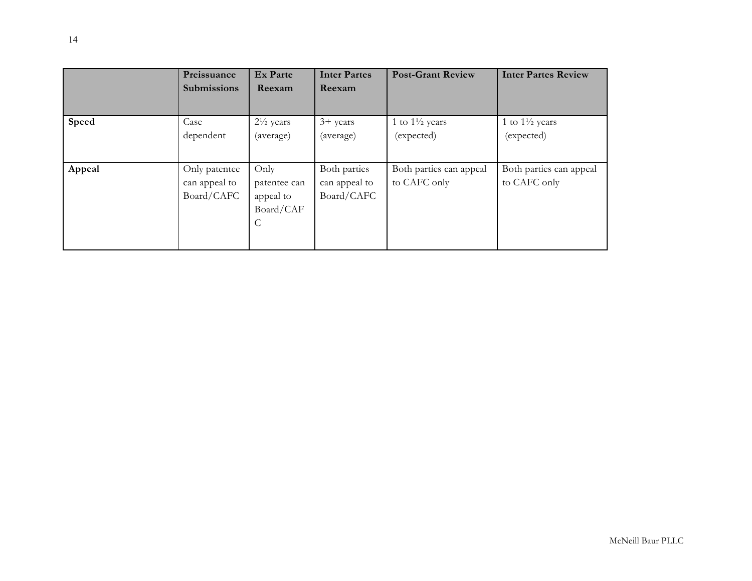| | Preissuance Submissions | Ex Parte Reexam | Inter Partes Reexam | Post-Grant Review | Inter Partes Review |
|---|---|---|---|---|---|
| **Speed** | Case dependent | 2½ years (average) | 3+ years (average) | 1 to 1½ years (expected) | 1 to 1½ years (expected) |
| **Appeal** | Only patentee can appeal to Board/CAFC | Only patentee can appeal to Board/CAFC | Both parties can appeal to Board/CAFC | Both parties can appeal to CAFC only | Both parties can appeal to CAFC only |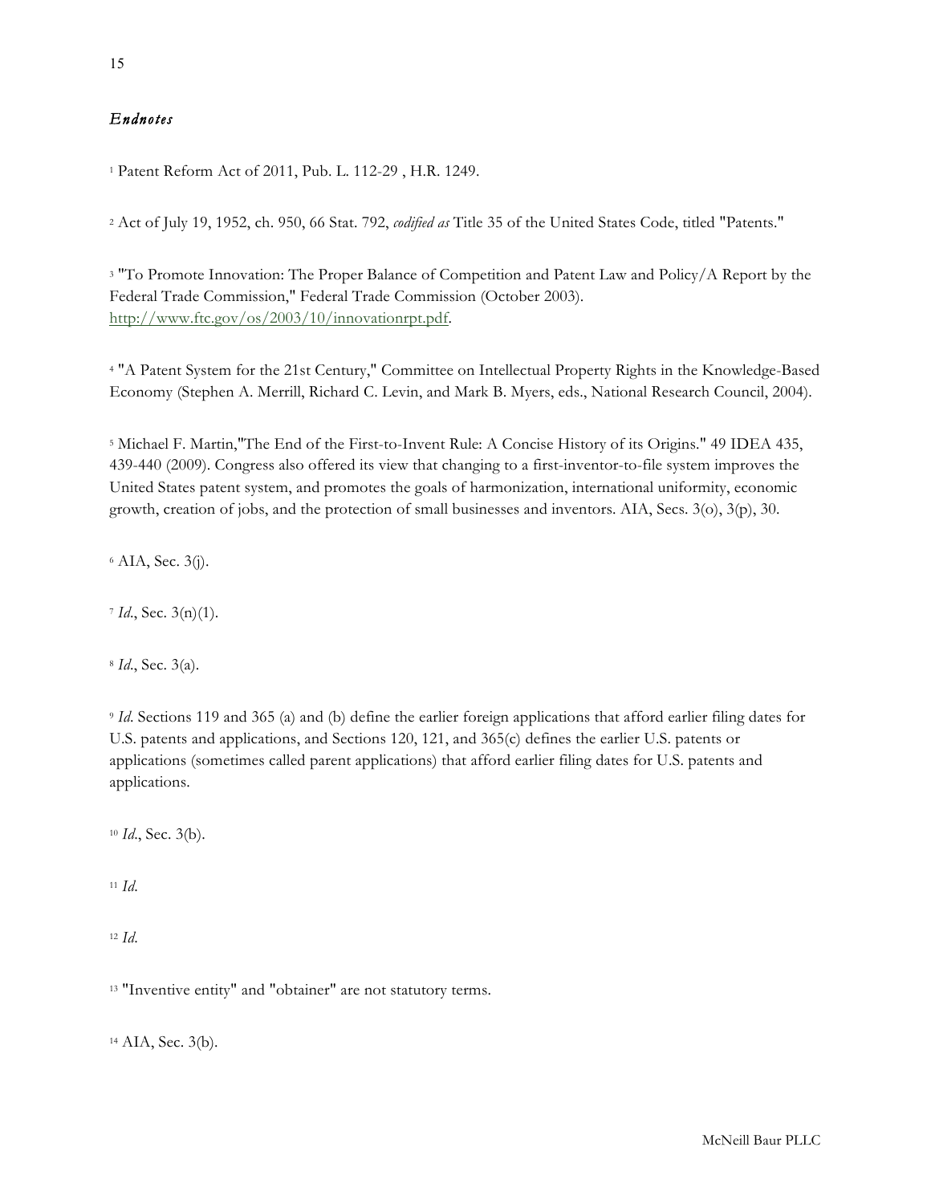*Endnotes*

[1] Patent Reform Act of 2011, Pub. L. 112-29 , H.R. 1249.

[2] Act of July 19, 1952, ch. 950, 66 Stat. 792, *codified as* Title 35 of the United States Code, titled "Patents."

[3] "To Promote Innovation: The Proper Balance of Competition and Patent Law and Policy/A Report by the Federal Trade Commission," Federal Trade Commission (October 2003). http://www.ftc.gov/os/2003/10/innovationrpt.pdf.

[4] "A Patent System for the 21st Century," Committee on Intellectual Property Rights in the Knowledge-Based Economy (Stephen A. Merrill, Richard C. Levin, and Mark B. Myers, eds., National Research Council, 2004).

[5] Michael F. Martin,"The End of the First-to-Invent Rule: A Concise History of its Origins." 49 IDEA 435, 439-440 (2009). Congress also offered its view that changing to a first-inventor-to-file system improves the United States patent system, and promotes the goals of harmonization, international uniformity, economic growth, creation of jobs, and the protection of small businesses and inventors. AIA, Secs. 3(o), 3(p), 30.

[6] AIA, Sec. 3(j).

[7] *Id*., Sec. 3(n)(1).

[8] *Id*., Sec. 3(a).

[9] *Id*. Sections 119 and 365 (a) and (b) define the earlier foreign applications that afford earlier filing dates for U.S. patents and applications, and Sections 120, 121, and 365(c) defines the earlier U.S. patents or applications (sometimes called parent applications) that afford earlier filing dates for U.S. patents and applications.

[10] *Id*., Sec. 3(b).

[11] *Id*.

[12] *Id*.

[13] "Inventive entity" and "obtainer" are not statutory terms.

[14] AIA, Sec. 3(b).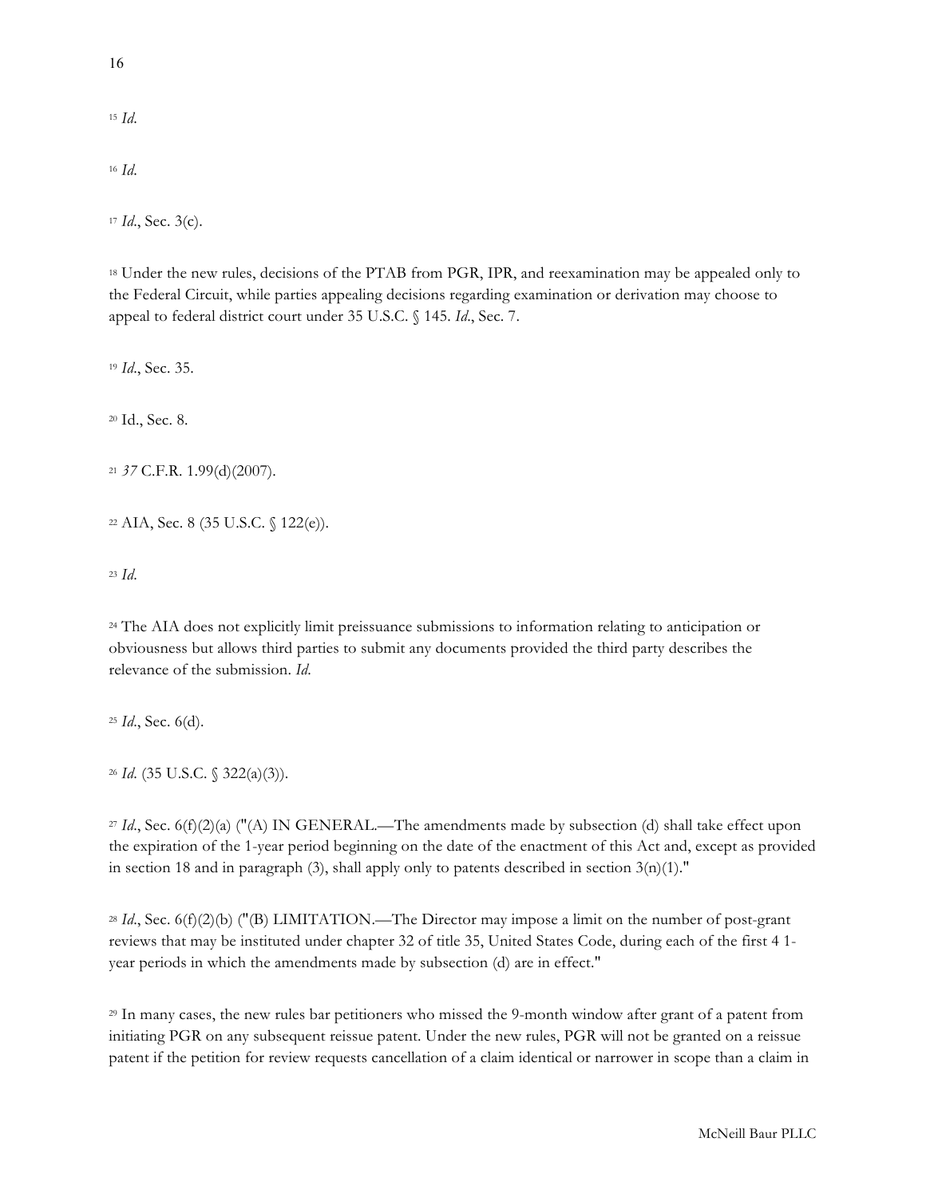[15] *Id.*

[16] *Id.*

[17] *Id.*, Sec. 3(c).

[18] Under the new rules, decisions of the PTAB from PGR, IPR, and reexamination may be appealed only to the Federal Circuit, while parties appealing decisions regarding examination or derivation may choose to appeal to federal district court under 35 U.S.C. § 145. *Id.*, Sec. 7.

[19] *Id.*, Sec. 35.

[20] Id., Sec. 8.

[21] *37* C.F.R. 1.99(d)(2007).

[22] AIA, Sec. 8 (35 U.S.C. § 122(e)).

[23] *Id.*

[24] The AIA does not explicitly limit preissuance submissions to information relating to anticipation or obviousness but allows third parties to submit any documents provided the third party describes the relevance of the submission. *Id.*

[25] *Id.*, Sec. 6(d).

[26] *Id.* (35 U.S.C. § 322(a)(3)).

[27] *Id.*, Sec. 6(f)(2)(a) ("(A) IN GENERAL.—The amendments made by subsection (d) shall take effect upon the expiration of the 1-year period beginning on the date of the enactment of this Act and, except as provided in section 18 and in paragraph (3), shall apply only to patents described in section 3(n)(1)."

[28] *Id.*, Sec. 6(f)(2)(b) ("(B) LIMITATION.—The Director may impose a limit on the number of post-grant reviews that may be instituted under chapter 32 of title 35, United States Code, during each of the first 4 1-year periods in which the amendments made by subsection (d) are in effect."

[29] In many cases, the new rules bar petitioners who missed the 9-month window after grant of a patent from initiating PGR on any subsequent reissue patent. Under the new rules, PGR will not be granted on a reissue patent if the petition for review requests cancellation of a claim identical or narrower in scope than a claim in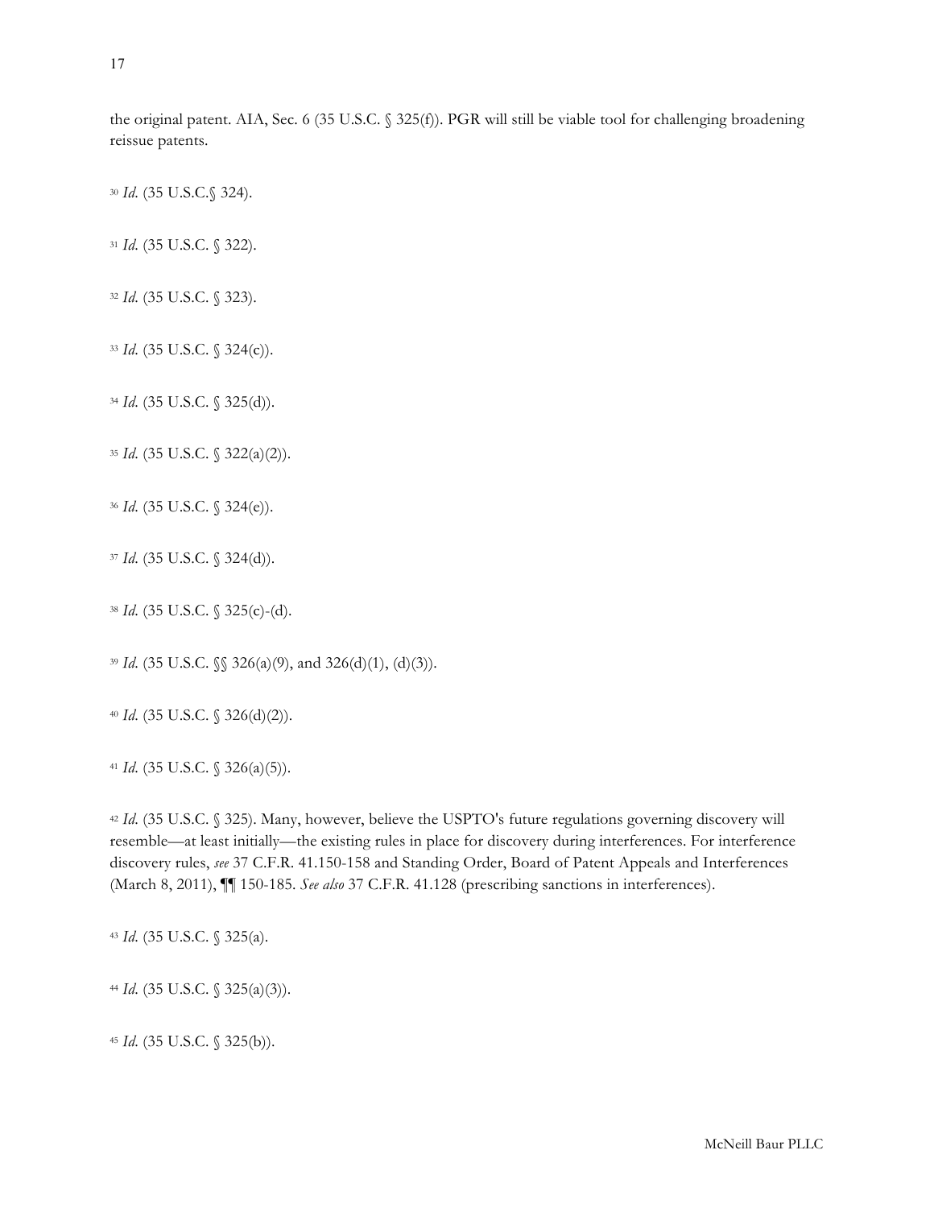the original patent. AIA, Sec. 6 (35 U.S.C. § 325(f)). PGR will still be viable tool for challenging broadening reissue patents.

[30] *Id.* (35 U.S.C.§ 324).

[31] *Id.* (35 U.S.C. § 322).

[32] *Id.* (35 U.S.C. § 323).

[33] *Id.* (35 U.S.C. § 324(c)).

[34] *Id.* (35 U.S.C. § 325(d)).

[35] *Id.* (35 U.S.C. § 322(a)(2)).

[36] *Id.* (35 U.S.C. § 324(e)).

[37] *Id.* (35 U.S.C. § 324(d)).

[38] *Id.* (35 U.S.C. § 325(c)-(d).

[39] *Id.* (35 U.S.C. §§ 326(a)(9), and 326(d)(1), (d)(3)).

[40] *Id.* (35 U.S.C. § 326(d)(2)).

[41] *Id.* (35 U.S.C. § 326(a)(5)).

[42] *Id.* (35 U.S.C. § 325). Many, however, believe the USPTO's future regulations governing discovery will resemble—at least initially—the existing rules in place for discovery during interferences. For interference discovery rules, *see* 37 C.F.R. 41.150-158 and Standing Order, Board of Patent Appeals and Interferences (March 8, 2011), ¶¶ 150-185. *See also* 37 C.F.R. 41.128 (prescribing sanctions in interferences).

[43] *Id.* (35 U.S.C. § 325(a).

[44] *Id.* (35 U.S.C. § 325(a)(3)).

[45] *Id.* (35 U.S.C. § 325(b)).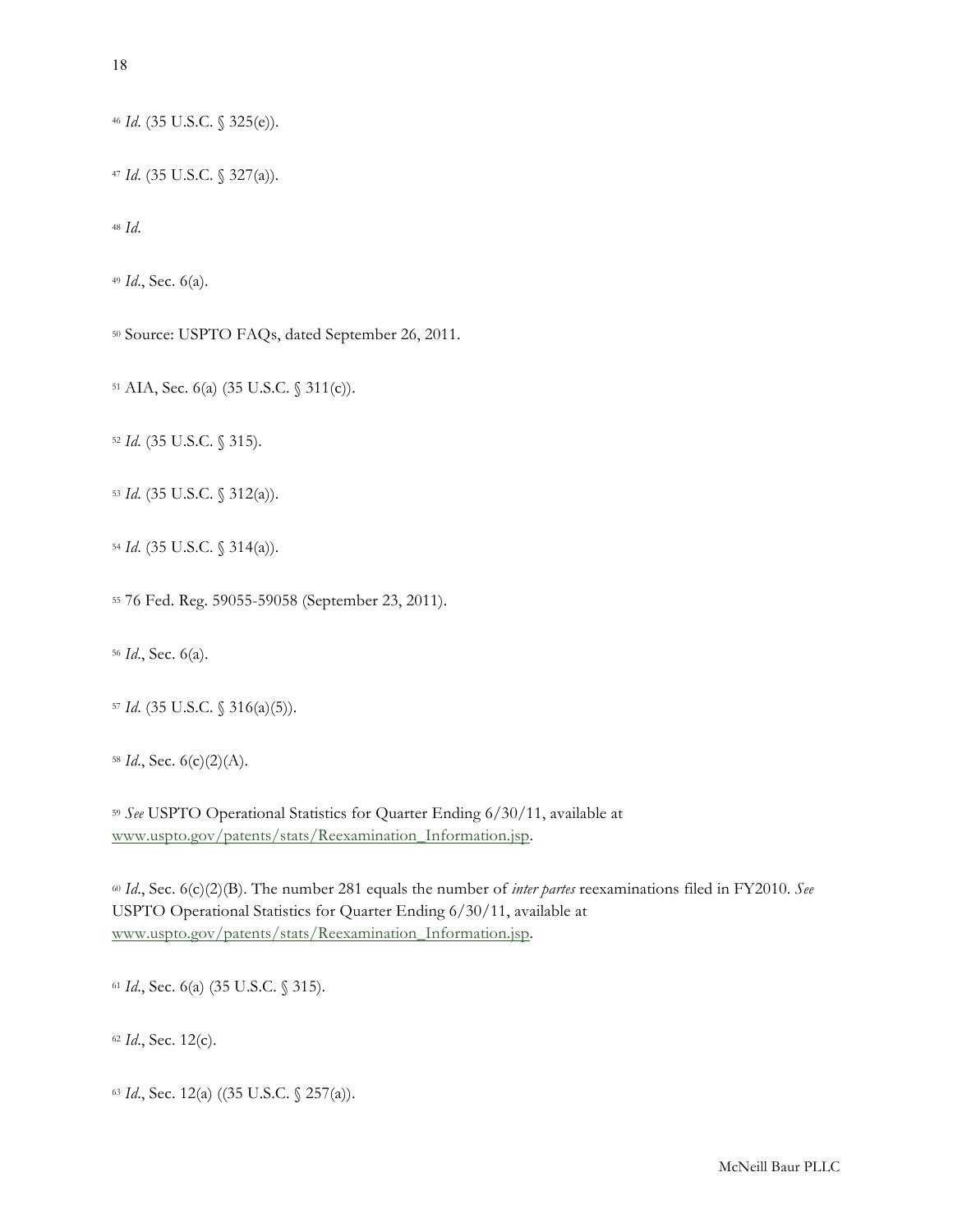[46] *Id.* (35 U.S.C. § 325(e)).

[47] *Id.* (35 U.S.C. § 327(a)).

[48] *Id.*

[49] *Id.*, Sec. 6(a).

[50] Source: USPTO FAQs, dated September 26, 2011.

[51] AIA, Sec. 6(a) (35 U.S.C. § 311(c)).

[52] *Id.* (35 U.S.C. § 315).

[53] *Id.* (35 U.S.C. § 312(a)).

[54] *Id.* (35 U.S.C. § 314(a)).

[55] 76 Fed. Reg. 59055-59058 (September 23, 2011).

[56] *Id.*, Sec. 6(a).

[57] *Id.* (35 U.S.C. § 316(a)(5)).

[58] *Id.*, Sec. 6(c)(2)(A).

[59] *See* USPTO Operational Statistics for Quarter Ending 6/30/11, available at www.uspto.gov/patents/stats/Reexamination_Information.jsp.

[60] *Id.*, Sec. 6(c)(2)(B). The number 281 equals the number of *inter partes* reexaminations filed in FY2010. *See* USPTO Operational Statistics for Quarter Ending 6/30/11, available at www.uspto.gov/patents/stats/Reexamination_Information.jsp.

[61] *Id.*, Sec. 6(a) (35 U.S.C. § 315).

[62] *Id.*, Sec. 12(c).

[63] *Id.*, Sec. 12(a) ((35 U.S.C. § 257(a)).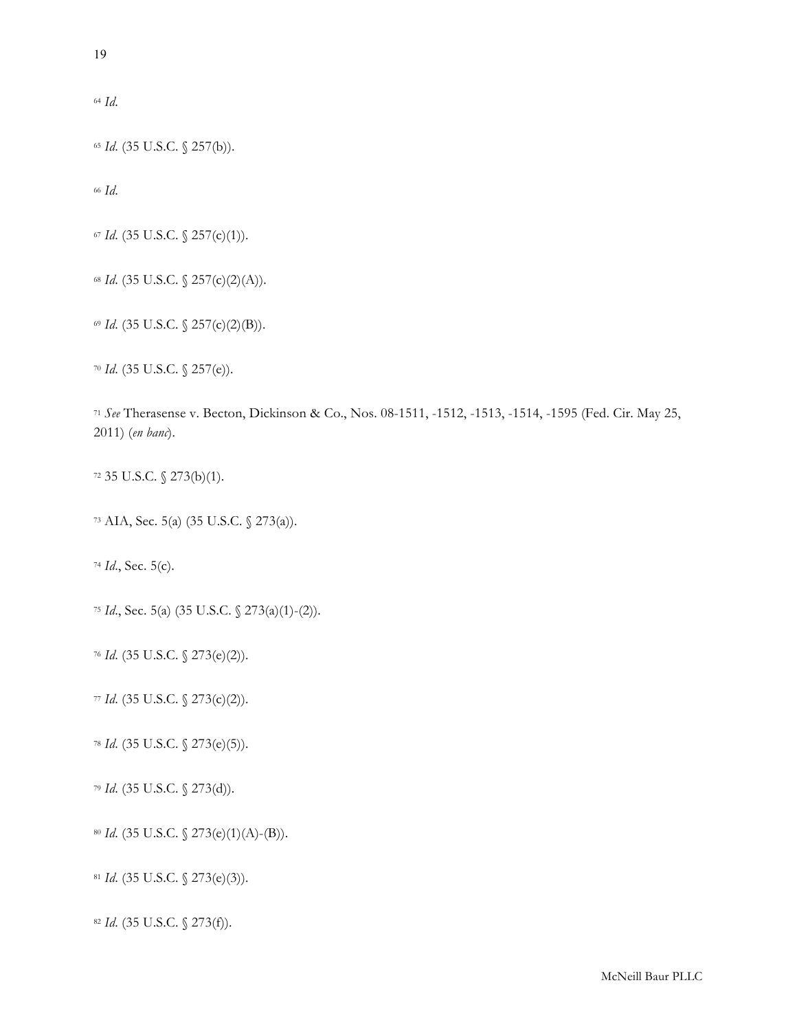[64] *Id.*

[65] *Id.* (35 U.S.C. § 257(b)).

[66] *Id.*

[67] *Id.* (35 U.S.C. § 257(c)(1)).

[68] *Id.* (35 U.S.C. § 257(c)(2)(A)).

[69] *Id.* (35 U.S.C. § 257(c)(2)(B)).

[70] *Id.* (35 U.S.C. § 257(e)).

[71] *See* Therasense v. Becton, Dickinson & Co., Nos. 08-1511, -1512, -1513, -1514, -1595 (Fed. Cir. May 25, 2011) (*en banc*).

[72] 35 U.S.C. § 273(b)(1).

[73] AIA, Sec. 5(a) (35 U.S.C. § 273(a)).

[74] *Id.*, Sec. 5(c).

[75] *Id.*, Sec. 5(a) (35 U.S.C. § 273(a)(1)-(2)).

[76] *Id.* (35 U.S.C. § 273(e)(2)).

[77] *Id.* (35 U.S.C. § 273(c)(2)).

[78] *Id.* (35 U.S.C. § 273(e)(5)).

[79] *Id.* (35 U.S.C. § 273(d)).

[80] *Id.* (35 U.S.C. § 273(e)(1)(A)-(B)).

[81] *Id.* (35 U.S.C. § 273(e)(3)).

[82] *Id.* (35 U.S.C. § 273(f)).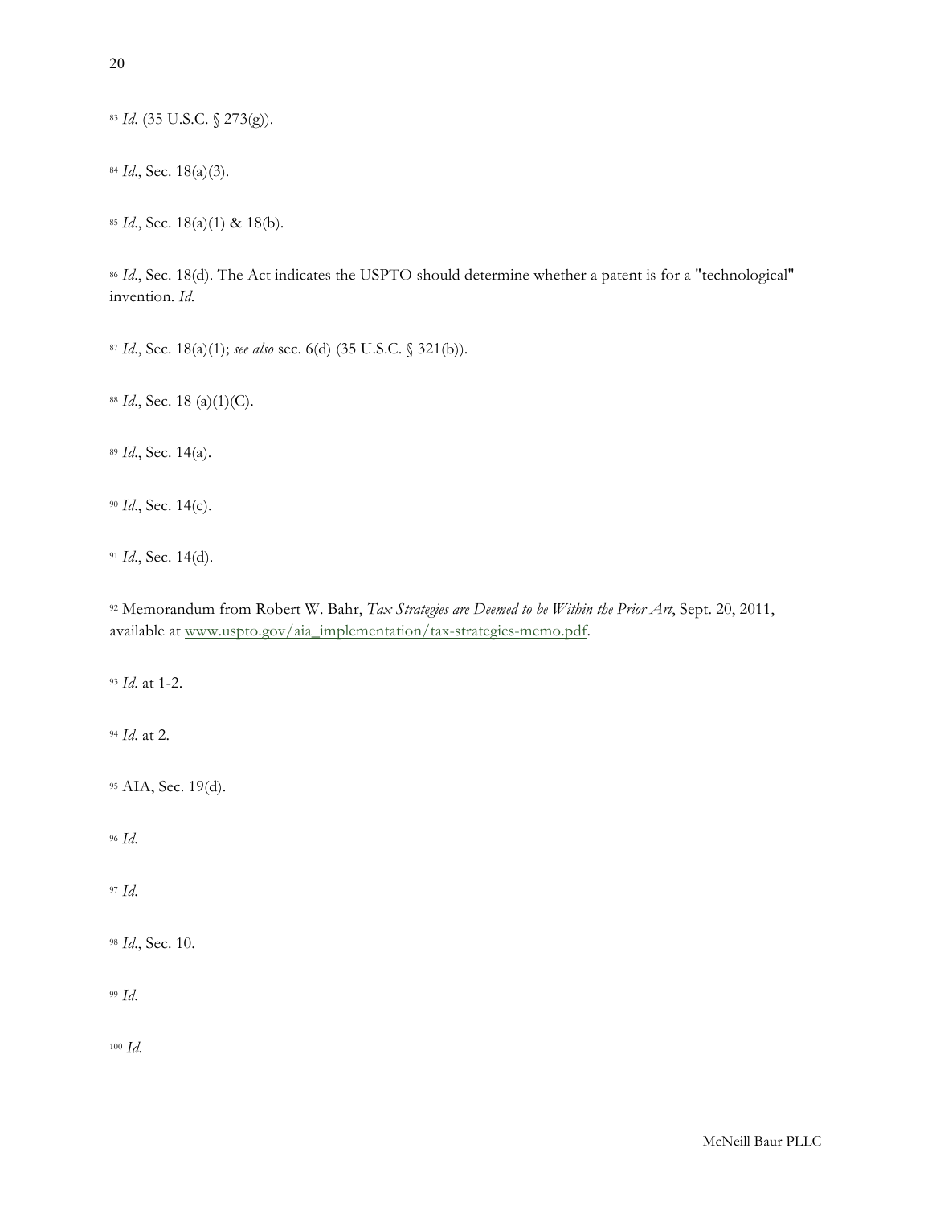[83] *Id.* (35 U.S.C. § 273(g)).

[84] *Id.*, Sec. 18(a)(3).

[85] *Id.*, Sec. 18(a)(1) & 18(b).

[86] *Id.*, Sec. 18(d). The Act indicates the USPTO should determine whether a patent is for a "technological" invention. *Id.*

[87] *Id.*, Sec. 18(a)(1); *see also* sec. 6(d) (35 U.S.C. § 321(b)).

[88] *Id.*, Sec. 18 (a)(1)(C).

[89] *Id.*, Sec. 14(a).

[90] *Id.*, Sec. 14(c).

[91] *Id.*, Sec. 14(d).

[92] Memorandum from Robert W. Bahr, *Tax Strategies are Deemed to be Within the Prior Art*, Sept. 20, 2011, available at www.uspto.gov/aia_implementation/tax-strategies-memo.pdf.

[93] *Id.* at 1-2.

[94] *Id.* at 2.

[95] AIA, Sec. 19(d).

[96] *Id.*

[97] *Id.*

[98] *Id.*, Sec. 10.

[99] *Id.*

[100] *Id.*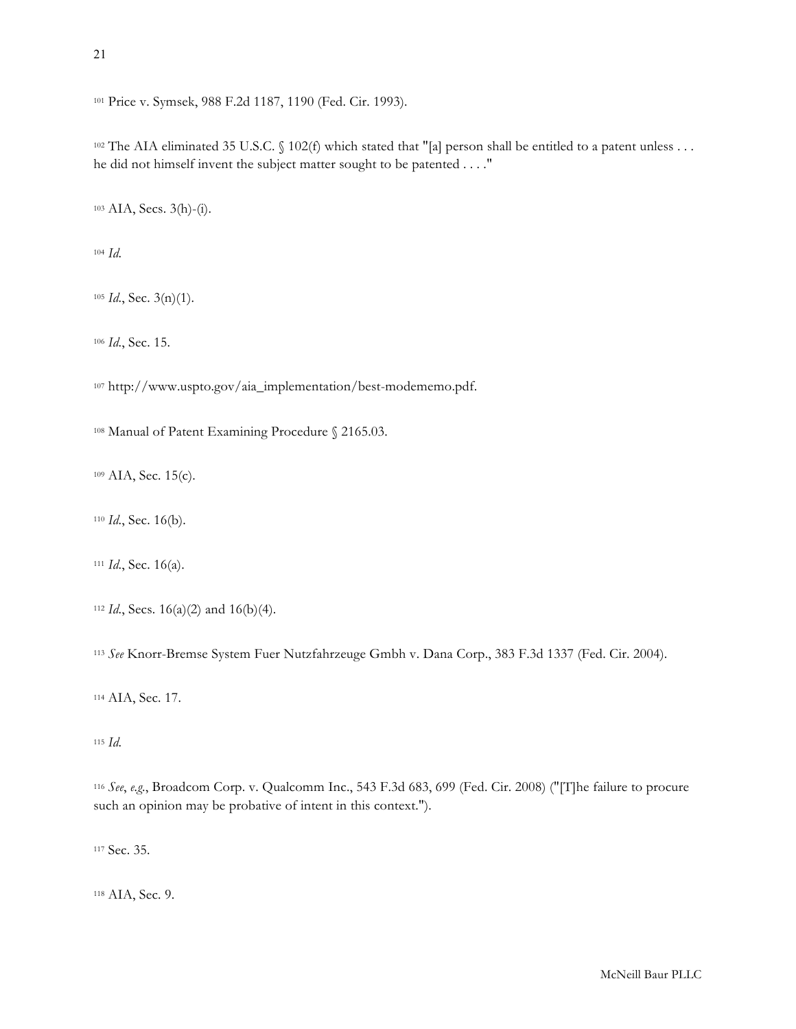[101] Price v. Symsek, 988 F.2d 1187, 1190 (Fed. Cir. 1993).

[102] The AIA eliminated 35 U.S.C. § 102(f) which stated that "[a] person shall be entitled to a patent unless . . . he did not himself invent the subject matter sought to be patented . . . ."

[103] AIA, Secs. 3(h)-(i).

[104] *Id.*

[105] *Id.*, Sec. 3(n)(1).

[106] *Id.*, Sec. 15.

[107] http://www.uspto.gov/aia_implementation/best-modememo.pdf.

[108] Manual of Patent Examining Procedure § 2165.03.

[109] AIA, Sec. 15(c).

[110] *Id.*, Sec. 16(b).

[111] *Id.*, Sec. 16(a).

[112] *Id.*, Secs. 16(a)(2) and 16(b)(4).

[113] *See* Knorr-Bremse System Fuer Nutzfahrzeuge Gmbh v. Dana Corp., 383 F.3d 1337 (Fed. Cir. 2004).

[114] AIA, Sec. 17.

[115] *Id.*

[116] *See, e.g.*, Broadcom Corp. v. Qualcomm Inc., 543 F.3d 683, 699 (Fed. Cir. 2008) ("[T]he failure to procure such an opinion may be probative of intent in this context.").

[117] Sec. 35.

[118] AIA, Sec. 9.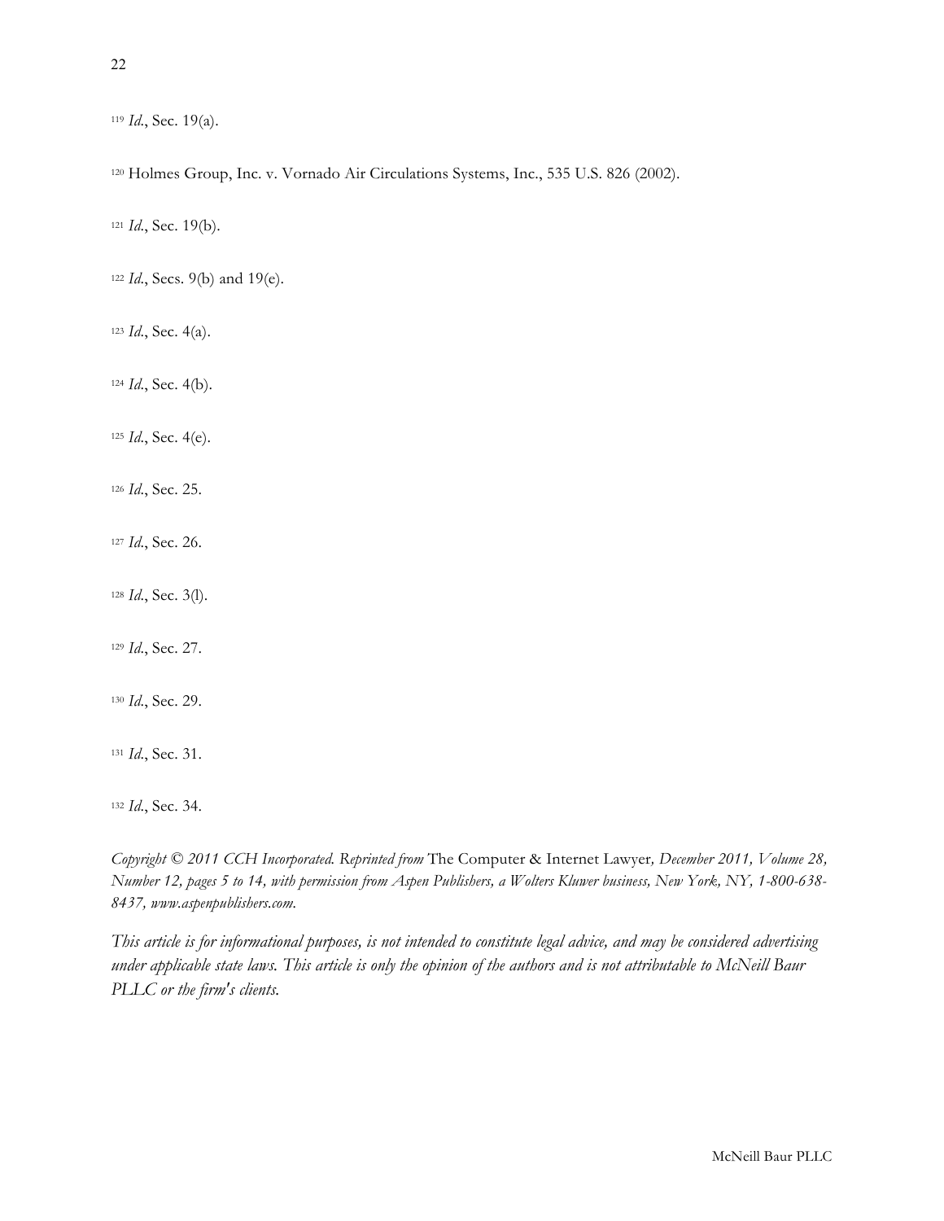[119] *Id.*, Sec. 19(a).

[120] Holmes Group, Inc. v. Vornado Air Circulations Systems, Inc., 535 U.S. 826 (2002).

[121] *Id.*, Sec. 19(b).

[122] *Id.*, Secs. 9(b) and 19(e).

[123] *Id.*, Sec. 4(a).

[124] *Id.*, Sec. 4(b).

[125] *Id.*, Sec. 4(e).

[126] *Id.*, Sec. 25.

[127] *Id.*, Sec. 26.

[128] *Id.*, Sec. 3(l).

[129] *Id.*, Sec. 27.

[130] *Id.*, Sec. 29.

[131] *Id.*, Sec. 31.

[132] *Id.*, Sec. 34.

*Copyright © 2011 CCH Incorporated. Reprinted from* The Computer & Internet Lawyer*, December 2011, Volume 28, Number 12, pages 5 to 14, with permission from Aspen Publishers, a Wolters Kluwer business, New York, NY, 1-800-638-8437, www.aspenpublishers.com.*

*This article is for informational purposes, is not intended to constitute legal advice, and may be considered advertising under applicable state laws. This article is only the opinion of the authors and is not attributable to McNeill Baur PLLC or the firm's clients.*